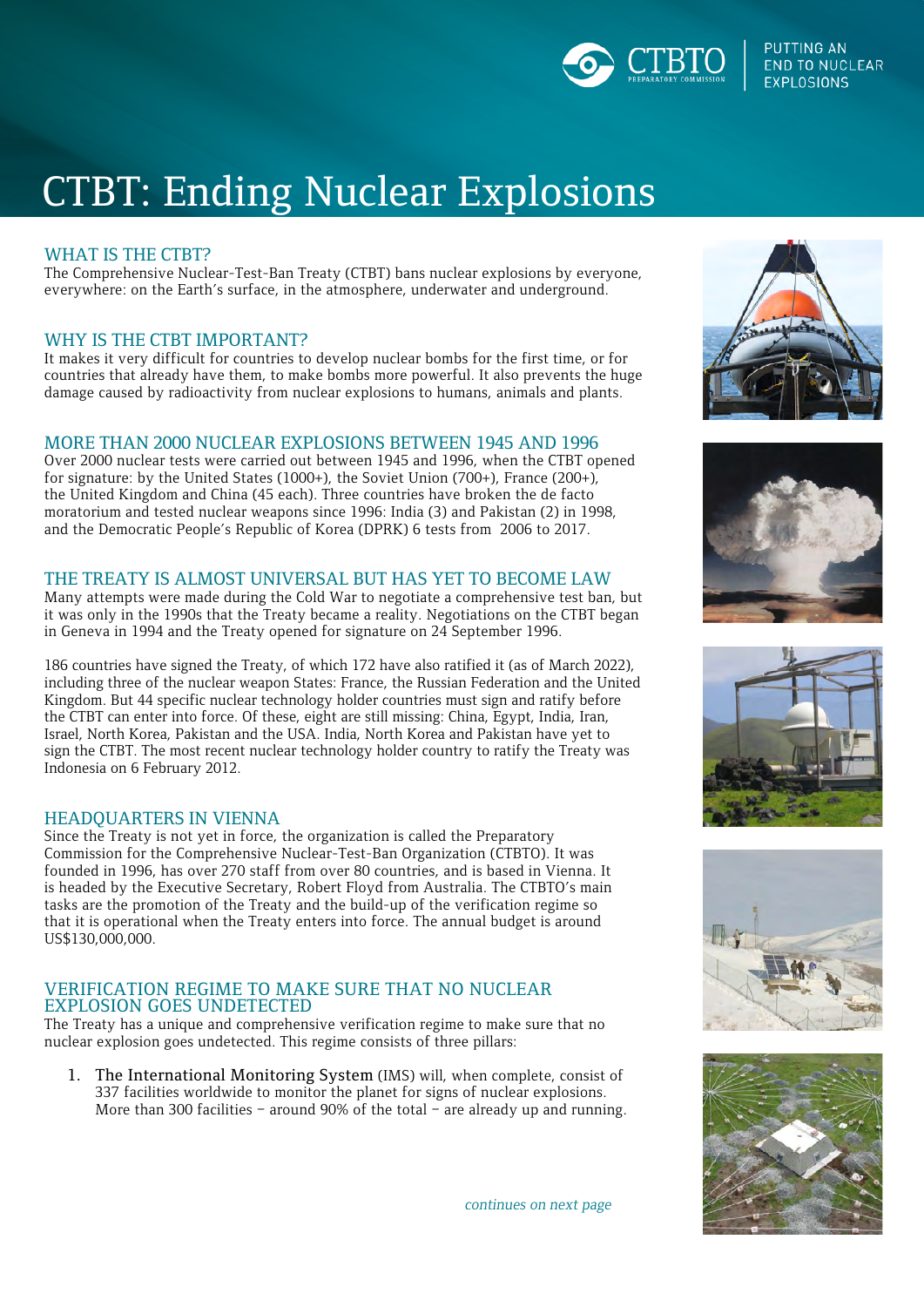# CTBT: Ending Nuclear Explosions

## WHAT IS THE CTBT?

The Comprehensive Nuclear-Test-Ban Treaty (CTBT) bans nuclear explosions by everyone, everywhere: on the Earth's surface, in the atmosphere, underwater and underground.

## WHY IS THE CTBT IMPORTANT?

It makes it very difficult for countries to develop nuclear bombs for the first time, or for countries that already have them, to make bombs more powerful. It also prevents the huge damage caused by radioactivity from nuclear explosions to humans, animals and plants.

## MORE THAN 2000 NUCLEAR EXPLOSIONS BETWEEN 1945 AND 1996

Over 2000 nuclear tests were carried out between 1945 and 1996, when the CTBT opened for signature: by the United States (1000+), the Soviet Union (700+), France (200+), the United Kingdom and China (45 each). Three countries have broken the de facto moratorium and tested nuclear weapons since 1996: India (3) and Pakistan (2) in 1998, and the Democratic People's Republic of Korea (DPRK) 6 tests from 2006 to 2017.

## THE TREATY IS ALMOST UNIVERSAL BUT HAS YET TO BECOME LAW

Many attempts were made during the Cold War to negotiate a comprehensive test ban, but it was only in the 1990s that the Treaty became a reality. Negotiations on the CTBT began in Geneva in 1994 and the Treaty opened for signature on 24 September 1996.

186 countries have signed the Treaty, of which 172 have also ratified it (as of March 2022), including three of the nuclear weapon States: France, the Russian Federation and the United Kingdom. But 44 specific nuclear technology holder countries must sign and ratify before the CTBT can enter into force. Of these, eight are still missing: China, Egypt, India, Iran, Israel, North Korea, Pakistan and the USA. India, North Korea and Pakistan have yet to sign the CTBT. The most recent nuclear technology holder country to ratify the Treaty was Indonesia on 6 February 2012.

## HEADQUARTERS IN VIENNA

Since the Treaty is not yet in force, the organization is called the Preparatory Commission for the Comprehensive Nuclear-Test-Ban Organization (CTBTO). It was founded in 1996, has over 270 staff from over 80 countries, and is based in Vienna. It is headed by the Executive Secretary, Robert Floyd from Australia. The CTBTO's main tasks are the promotion of the Treaty and the build-up of the verification regime so that it is operational when the Treaty enters into force. The annual budget is around US$130,000,000.

## VERIFICATION REGIME TO MAKE SURE THAT NO NUCLEAR EXPLOSION GOES UNDETECTED

The Treaty has a unique and comprehensive verification regime to make sure that no nuclear explosion goes undetected. This regime consists of three pillars:

1. The International Monitoring System (IMS) will, when complete, consist of 337 facilities worldwide to monitor the planet for signs of nuclear explosions. More than 300 facilities – around 90% of the total – are already up and running.

*continues on next page*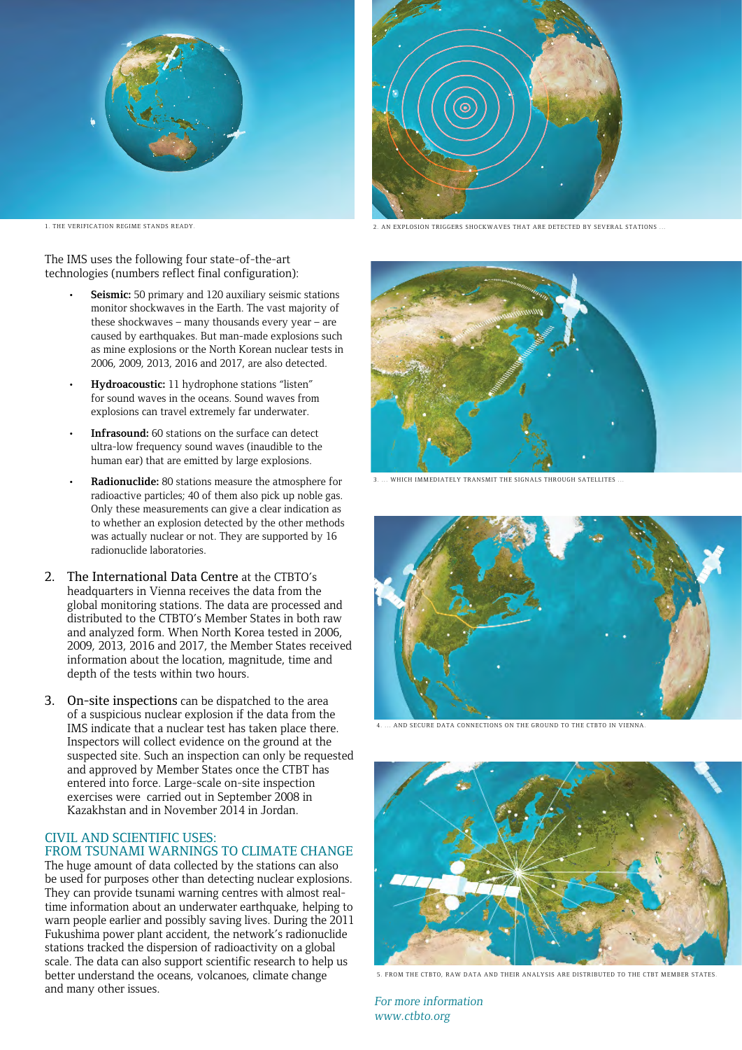1. THE VERIFICATION REGIME STANDS READY.

2. AN EXPLOSION TRIGGERS SHOCKWAVES THAT ARE DETECTED BY SEVERAL STATIONS ...

The IMS uses the following four state-of-the-art technologies (numbers reflect final configuration):

- **Seismic:** 50 primary and 120 auxiliary seismic stations monitor shockwaves in the Earth. The vast majority of these shockwaves – many thousands every year – are caused by earthquakes. But man-made explosions such as mine explosions or the North Korean nuclear tests in 2006, 2009, 2013, 2016 and 2017, are also detected.
- **Hydroacoustic:** 11 hydrophone stations "listen" for sound waves in the oceans. Sound waves from explosions can travel extremely far underwater.
- **Infrasound:** 60 stations on the surface can detect ultra-low frequency sound waves (inaudible to the human ear) that are emitted by large explosions.
- **Radionuclide:** 80 stations measure the atmosphere for radioactive particles; 40 of them also pick up noble gas. Only these measurements can give a clear indication as to whether an explosion detected by the other methods was actually nuclear or not. They are supported by 16 radionuclide laboratories.

2. The International Data Centre at the CTBTO's headquarters in Vienna receives the data from the global monitoring stations. The data are processed and distributed to the CTBTO's Member States in both raw and analyzed form. When North Korea tested in 2006, 2009, 2013, 2016 and 2017, the Member States received information about the location, magnitude, time and depth of the tests within two hours.

3. On-site inspections can be dispatched to the area of a suspicious nuclear explosion if the data from the IMS indicate that a nuclear test has taken place there. Inspectors will collect evidence on the ground at the suspected site. Such an inspection can only be requested and approved by Member States once the CTBT has entered into force. Large-scale on-site inspection exercises were carried out in September 2008 in Kazakhstan and in November 2014 in Jordan.

## CIVIL AND SCIENTIFIC USES: FROM TSUNAMI WARNINGS TO CLIMATE CHANGE

The huge amount of data collected by the stations can also be used for purposes other than detecting nuclear explosions. They can provide tsunami warning centres with almost real-time information about an underwater earthquake, helping to warn people earlier and possibly saving lives. During the 2011 Fukushima power plant accident, the network's radionuclide stations tracked the dispersion of radioactivity on a global scale. The data can also support scientific research to help us better understand the oceans, volcanoes, climate change and many other issues.

3. ... WHICH IMMEDIATELY TRANSMIT THE SIGNALS THROUGH SATELLITES ...

4. ... AND SECURE DATA CONNECTIONS ON THE GROUND TO THE CTBTO IN VIENNA.

5. FROM THE CTBTO, RAW DATA AND THEIR ANALYSIS ARE DISTRIBUTED TO THE CTBT MEMBER STATES.

*For more information*
*www.ctbto.org*